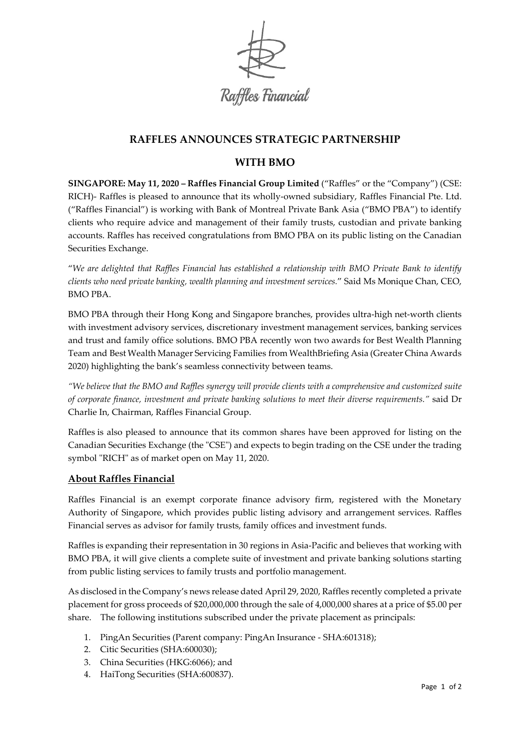Raffles Financial

# RAFFLES ANNOUNCES STRATEGIC PARTNERSHIP

# WITH BMO

**SINGAPORE: May 11, 2020 – Raffles Financial Group Limited** ("Raffles" or the "Company") (CSE: RICH)- Raffles is pleased to announce that its wholly-owned subsidiary, Raffles Financial Pte. Ltd. ("Raffles Financial") is working with Bank of Montreal Private Bank Asia ("BMO PBA") to identify clients who require advice and management of their family trusts, custodian and private banking accounts. Raffles has received congratulations from BMO PBA on its public listing on the Canadian Securities Exchange.

"*We are delighted that Raffles Financial has established a relationship with BMO Private Bank to identify clients who need private banking, wealth planning and investment services.*" Said Ms Monique Chan, CEO, BMO PBA.

BMO PBA through their Hong Kong and Singapore branches, provides ultra-high net-worth clients with investment advisory services, discretionary investment management services, banking services and trust and family office solutions. BMO PBA recently won two awards for Best Wealth Planning Team and Best Wealth Manager Servicing Families from WealthBriefing Asia (Greater China Awards 2020) highlighting the bank's seamless connectivity between teams.

*"We believe that the BMO and Raffles synergy will provide clients with a comprehensive and customized suite of corporate finance, investment and private banking solutions to meet their diverse requirements."* said Dr Charlie In, Chairman, Raffles Financial Group.

Raffles is also pleased to announce that its common shares have been approved for listing on the Canadian Securities Exchange (the "CSE") and expects to begin trading on the CSE under the trading symbol "RICH" as of market open on May 11, 2020.

## About Raffles Financial

Raffles Financial is an exempt corporate finance advisory firm, registered with the Monetary Authority of Singapore, which provides public listing advisory and arrangement services. Raffles Financial serves as advisor for family trusts, family offices and investment funds.

Raffles is expanding their representation in 30 regions in Asia-Pacific and believes that working with BMO PBA, it will give clients a complete suite of investment and private banking solutions starting from public listing services to family trusts and portfolio management.

As disclosed in the Company's news release dated April 29, 2020, Raffles recently completed a private placement for gross proceeds of $20,000,000 through the sale of 4,000,000 shares at a price of $5.00 per share. The following institutions subscribed under the private placement as principals:

1. PingAn Securities (Parent company: PingAn Insurance - SHA:601318);
2. Citic Securities (SHA:600030);
3. China Securities (HKG:6066); and
4. HaiTong Securities (SHA:600837).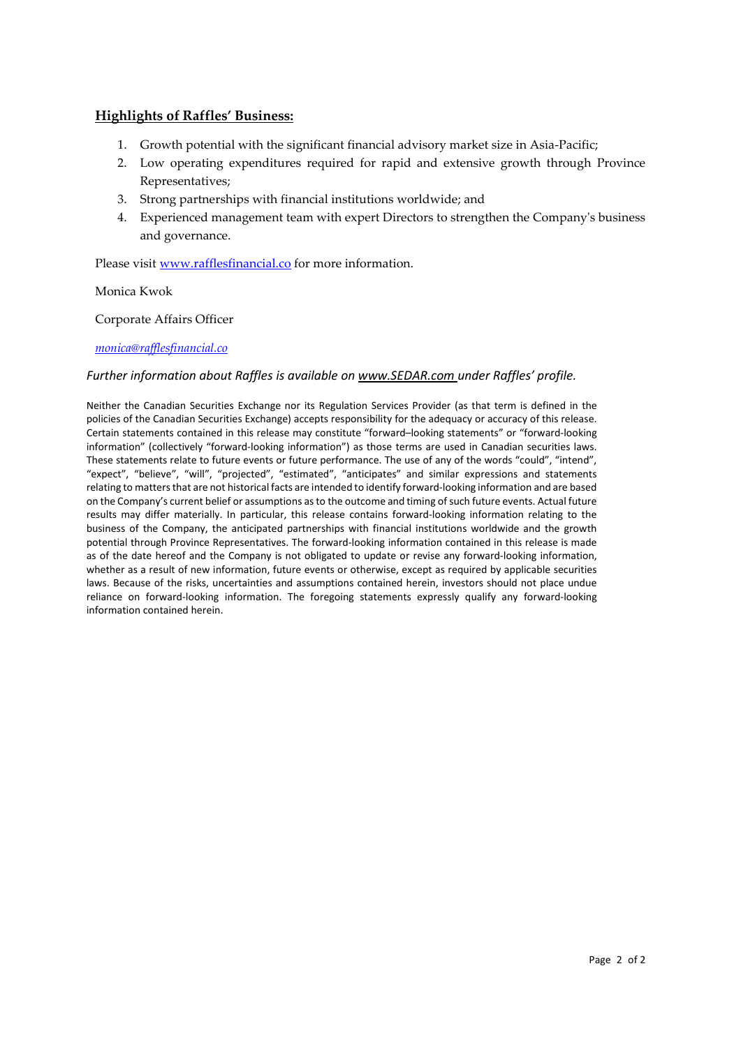## **Highlights of Raffles' Business:**

1. Growth potential with the significant financial advisory market size in Asia-Pacific;
2. Low operating expenditures required for rapid and extensive growth through Province Representatives;
3. Strong partnerships with financial institutions worldwide; and
4. Experienced management team with expert Directors to strengthen the Company's business and governance.

Please visit [www.rafflesfinancial.co](www.rafflesfinancial.co) for more information.

Monica Kwok

Corporate Affairs Officer

*[monica@rafflesfinancial.co](mailto:monica@rafflesfinancial.co)*

*Further information about Raffles is available on [www.SEDAR.com](www.SEDAR.com) under Raffles' profile.*

Neither the Canadian Securities Exchange nor its Regulation Services Provider (as that term is defined in the policies of the Canadian Securities Exchange) accepts responsibility for the adequacy or accuracy of this release. Certain statements contained in this release may constitute "forward–looking statements" or "forward-looking information" (collectively "forward-looking information") as those terms are used in Canadian securities laws. These statements relate to future events or future performance. The use of any of the words "could", "intend", "expect", "believe", "will", "projected", "estimated", "anticipates" and similar expressions and statements relating to matters that are not historical facts are intended to identify forward-looking information and are based on the Company's current belief or assumptions as to the outcome and timing of such future events. Actual future results may differ materially. In particular, this release contains forward-looking information relating to the business of the Company, the anticipated partnerships with financial institutions worldwide and the growth potential through Province Representatives. The forward-looking information contained in this release is made as of the date hereof and the Company is not obligated to update or revise any forward-looking information, whether as a result of new information, future events or otherwise, except as required by applicable securities laws. Because of the risks, uncertainties and assumptions contained herein, investors should not place undue reliance on forward-looking information. The foregoing statements expressly qualify any forward-looking information contained herein.